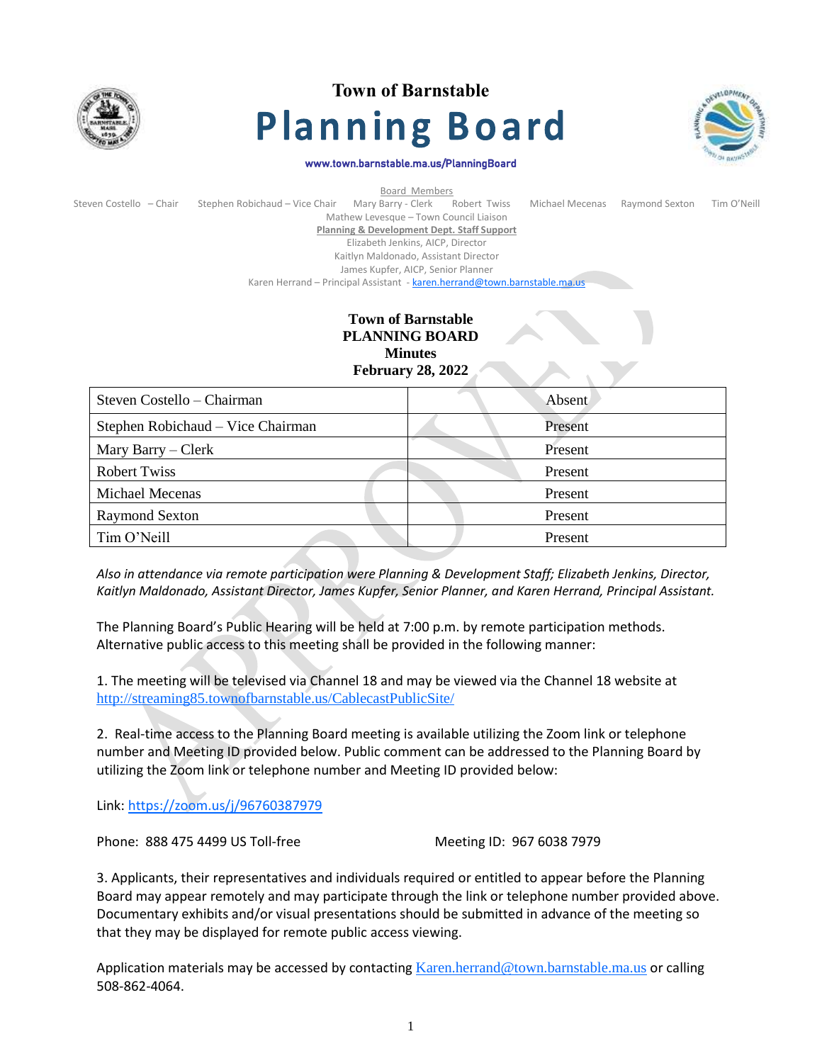# Town of Barnstable

# Planning Board

www.town.barnstable.ma.us/PlanningBoard

Board Members

Steven Costello – Chair    Stephen Robichaud – Vice Chair    Mary Barry - Clerk    Robert Twiss    Michael Mecenas    Raymond Sexton    Tim O'Neill

Mathew Levesque – Town Council Liaison

**Planning & Development Dept. Staff Support**

Elizabeth Jenkins, AICP, Director

Kaitlyn Maldonado, Assistant Director

James Kupfer, AICP, Senior Planner

Karen Herrand – Principal Assistant - karen.herrand@town.barnstable.ma.us

**Town of Barnstable**
**PLANNING BOARD**
**Minutes**
**February 28, 2022**

| | |
|---|---|
| Steven Costello – Chairman | Absent |
| Stephen Robichaud – Vice Chairman | Present |
| Mary Barry – Clerk | Present |
| Robert Twiss | Present |
| Michael Mecenas | Present |
| Raymond Sexton | Present |
| Tim O'Neill | Present |

*Also in attendance via remote participation were Planning & Development Staff; Elizabeth Jenkins, Director, Kaitlyn Maldonado, Assistant Director, James Kupfer, Senior Planner, and Karen Herrand, Principal Assistant.*

The Planning Board's Public Hearing will be held at 7:00 p.m. by remote participation methods. Alternative public access to this meeting shall be provided in the following manner:

1. The meeting will be televised via Channel 18 and may be viewed via the Channel 18 website at http://streaming85.townofbarnstable.us/CablecastPublicSite/

2. Real-time access to the Planning Board meeting is available utilizing the Zoom link or telephone number and Meeting ID provided below. Public comment can be addressed to the Planning Board by utilizing the Zoom link or telephone number and Meeting ID provided below:

Link: https://zoom.us/j/96760387979

Phone: 888 475 4499 US Toll-free    Meeting ID: 967 6038 7979

3. Applicants, their representatives and individuals required or entitled to appear before the Planning Board may appear remotely and may participate through the link or telephone number provided above. Documentary exhibits and/or visual presentations should be submitted in advance of the meeting so that they may be displayed for remote public access viewing.

Application materials may be accessed by contacting Karen.herrand@town.barnstable.ma.us or calling 508-862-4064.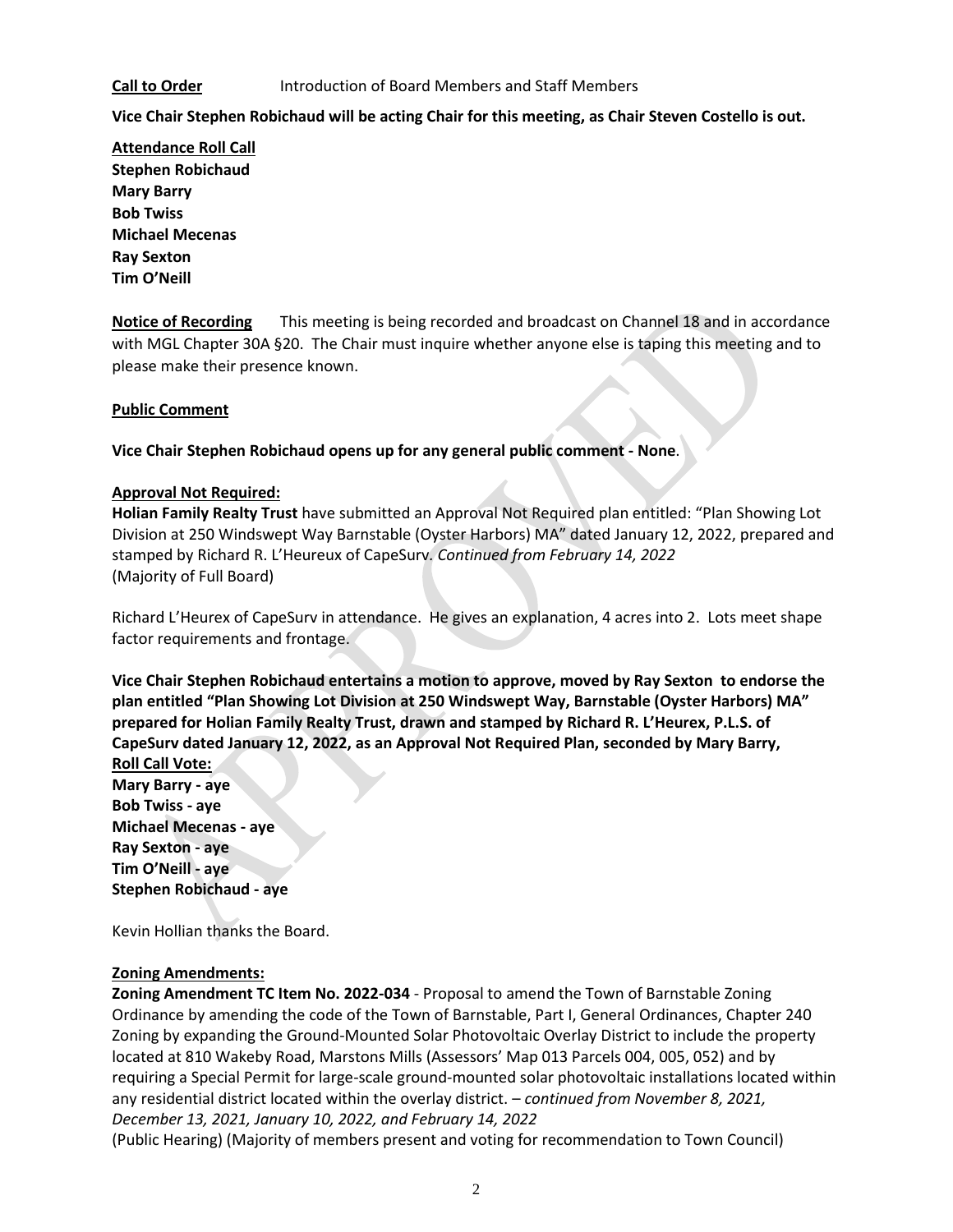**Call to Order** Introduction of Board Members and Staff Members

**Vice Chair Stephen Robichaud will be acting Chair for this meeting, as Chair Steven Costello is out.**

**Attendance Roll Call**
**Stephen Robichaud**
**Mary Barry**
**Bob Twiss**
**Michael Mecenas**
**Ray Sexton**
**Tim O'Neill**

**Notice of Recording** This meeting is being recorded and broadcast on Channel 18 and in accordance with MGL Chapter 30A §20. The Chair must inquire whether anyone else is taping this meeting and to please make their presence known.

**Public Comment**

**Vice Chair Stephen Robichaud opens up for any general public comment - None**.

**Approval Not Required:**
**Holian Family Realty Trust** have submitted an Approval Not Required plan entitled: "Plan Showing Lot Division at 250 Windswept Way Barnstable (Oyster Harbors) MA" dated January 12, 2022, prepared and stamped by Richard R. L'Heureux of CapeSurv. *Continued from February 14, 2022*
(Majority of Full Board)

Richard L'Heurex of CapeSurv in attendance. He gives an explanation, 4 acres into 2. Lots meet shape factor requirements and frontage.

**Vice Chair Stephen Robichaud entertains a motion to approve, moved by Ray Sexton to endorse the plan entitled "Plan Showing Lot Division at 250 Windswept Way, Barnstable (Oyster Harbors) MA" prepared for Holian Family Realty Trust, drawn and stamped by Richard R. L'Heurex, P.L.S. of CapeSurv dated January 12, 2022, as an Approval Not Required Plan, seconded by Mary Barry,**
**Roll Call Vote:**
**Mary Barry - aye**
**Bob Twiss - aye**
**Michael Mecenas - aye**
**Ray Sexton - aye**
**Tim O'Neill - aye**
**Stephen Robichaud - aye**

Kevin Hollian thanks the Board.

**Zoning Amendments:**
**Zoning Amendment TC Item No. 2022-034** - Proposal to amend the Town of Barnstable Zoning Ordinance by amending the code of the Town of Barnstable, Part I, General Ordinances, Chapter 240 Zoning by expanding the Ground-Mounted Solar Photovoltaic Overlay District to include the property located at 810 Wakeby Road, Marstons Mills (Assessors' Map 013 Parcels 004, 005, 052) and by requiring a Special Permit for large-scale ground-mounted solar photovoltaic installations located within any residential district located within the overlay district. – *continued from November 8, 2021, December 13, 2021, January 10, 2022, and February 14, 2022*
(Public Hearing) (Majority of members present and voting for recommendation to Town Council)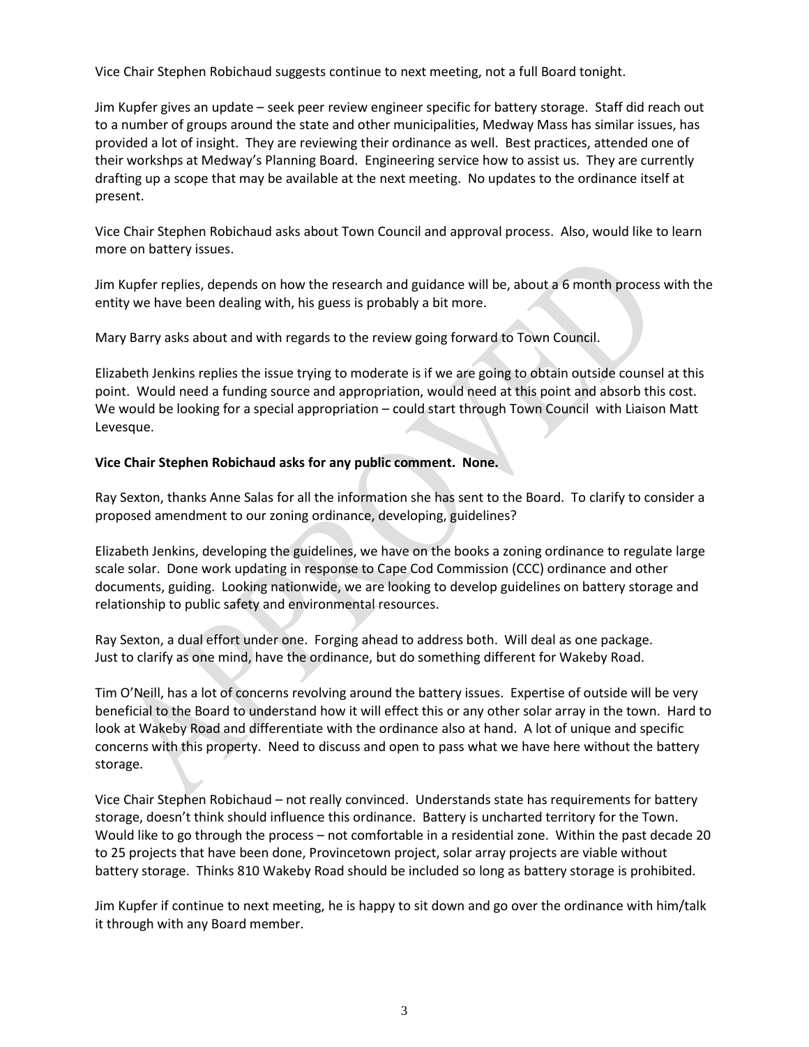Vice Chair Stephen Robichaud suggests continue to next meeting, not a full Board tonight.

Jim Kupfer gives an update – seek peer review engineer specific for battery storage. Staff did reach out to a number of groups around the state and other municipalities, Medway Mass has similar issues, has provided a lot of insight. They are reviewing their ordinance as well. Best practices, attended one of their workshps at Medway's Planning Board. Engineering service how to assist us. They are currently drafting up a scope that may be available at the next meeting. No updates to the ordinance itself at present.

Vice Chair Stephen Robichaud asks about Town Council and approval process. Also, would like to learn more on battery issues.

Jim Kupfer replies, depends on how the research and guidance will be, about a 6 month process with the entity we have been dealing with, his guess is probably a bit more.

Mary Barry asks about and with regards to the review going forward to Town Council.

Elizabeth Jenkins replies the issue trying to moderate is if we are going to obtain outside counsel at this point. Would need a funding source and appropriation, would need at this point and absorb this cost. We would be looking for a special appropriation – could start through Town Council with Liaison Matt Levesque.

**Vice Chair Stephen Robichaud asks for any public comment. None.**

Ray Sexton, thanks Anne Salas for all the information she has sent to the Board. To clarify to consider a proposed amendment to our zoning ordinance, developing, guidelines?

Elizabeth Jenkins, developing the guidelines, we have on the books a zoning ordinance to regulate large scale solar. Done work updating in response to Cape Cod Commission (CCC) ordinance and other documents, guiding. Looking nationwide, we are looking to develop guidelines on battery storage and relationship to public safety and environmental resources.

Ray Sexton, a dual effort under one. Forging ahead to address both. Will deal as one package. Just to clarify as one mind, have the ordinance, but do something different for Wakeby Road.

Tim O'Neill, has a lot of concerns revolving around the battery issues. Expertise of outside will be very beneficial to the Board to understand how it will effect this or any other solar array in the town. Hard to look at Wakeby Road and differentiate with the ordinance also at hand. A lot of unique and specific concerns with this property. Need to discuss and open to pass what we have here without the battery storage.

Vice Chair Stephen Robichaud – not really convinced. Understands state has requirements for battery storage, doesn't think should influence this ordinance. Battery is uncharted territory for the Town. Would like to go through the process – not comfortable in a residential zone. Within the past decade 20 to 25 projects that have been done, Provincetown project, solar array projects are viable without battery storage. Thinks 810 Wakeby Road should be included so long as battery storage is prohibited.

Jim Kupfer if continue to next meeting, he is happy to sit down and go over the ordinance with him/talk it through with any Board member.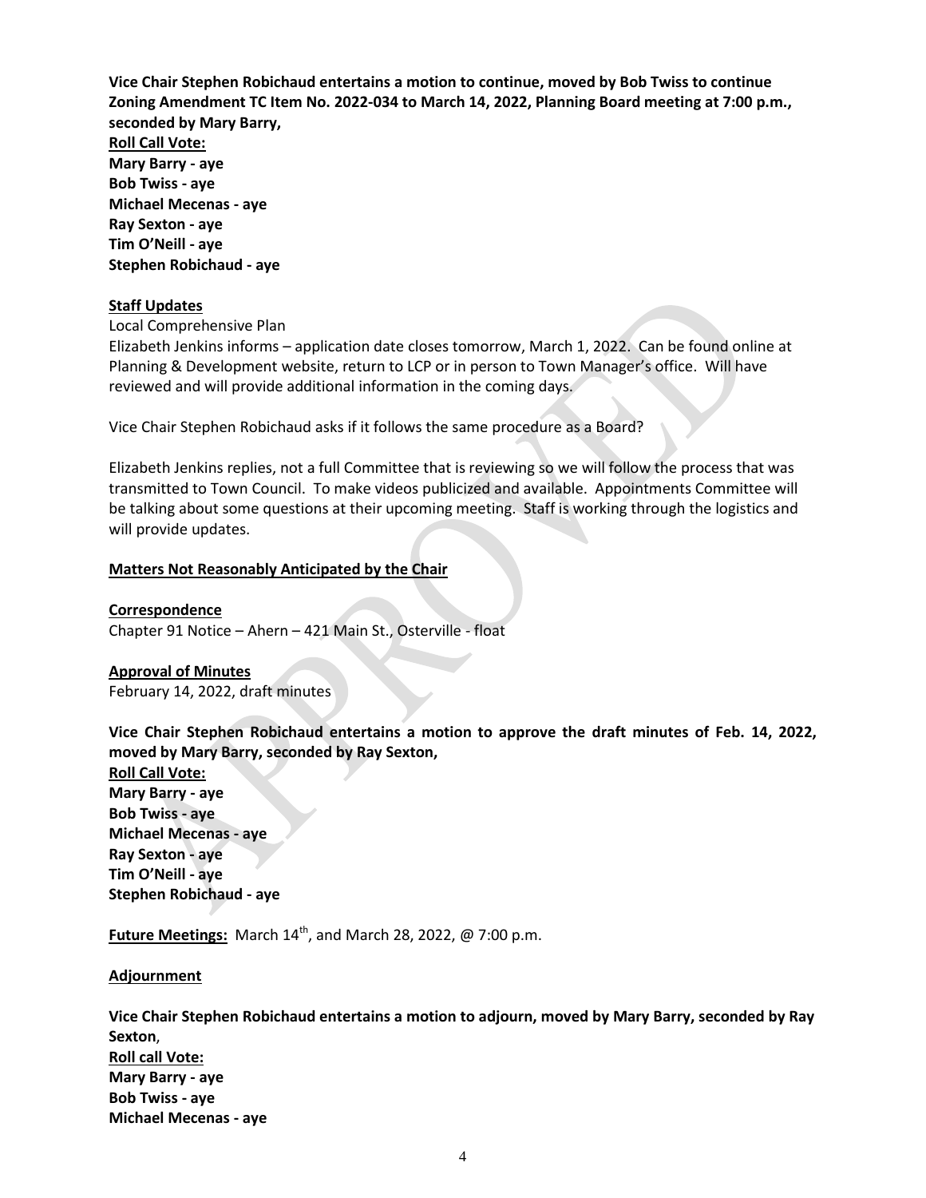**Vice Chair Stephen Robichaud entertains a motion to continue, moved by Bob Twiss to continue Zoning Amendment TC Item No. 2022-034 to March 14, 2022, Planning Board meeting at 7:00 p.m., seconded by Mary Barry,**
**Roll Call Vote:**
**Mary Barry - aye**
**Bob Twiss - aye**
**Michael Mecenas - aye**
**Ray Sexton - aye**
**Tim O'Neill - aye**
**Stephen Robichaud - aye**

**Staff Updates**

Local Comprehensive Plan

Elizabeth Jenkins informs – application date closes tomorrow, March 1, 2022. Can be found online at Planning & Development website, return to LCP or in person to Town Manager's office. Will have reviewed and will provide additional information in the coming days.

Vice Chair Stephen Robichaud asks if it follows the same procedure as a Board?

Elizabeth Jenkins replies, not a full Committee that is reviewing so we will follow the process that was transmitted to Town Council. To make videos publicized and available. Appointments Committee will be talking about some questions at their upcoming meeting. Staff is working through the logistics and will provide updates.

**Matters Not Reasonably Anticipated by the Chair**

**Correspondence**

Chapter 91 Notice – Ahern – 421 Main St., Osterville - float

**Approval of Minutes**

February 14, 2022, draft minutes

**Vice Chair Stephen Robichaud entertains a motion to approve the draft minutes of Feb. 14, 2022, moved by Mary Barry, seconded by Ray Sexton,**
**Roll Call Vote:**
**Mary Barry - aye**
**Bob Twiss - aye**
**Michael Mecenas - aye**
**Ray Sexton - aye**
**Tim O'Neill - aye**
**Stephen Robichaud - aye**

**Future Meetings:** March 14th, and March 28, 2022, @ 7:00 p.m.

**Adjournment**

**Vice Chair Stephen Robichaud entertains a motion to adjourn, moved by Mary Barry, seconded by Ray Sexton**,
**Roll call Vote:**
**Mary Barry - aye**
**Bob Twiss - aye**
**Michael Mecenas - aye**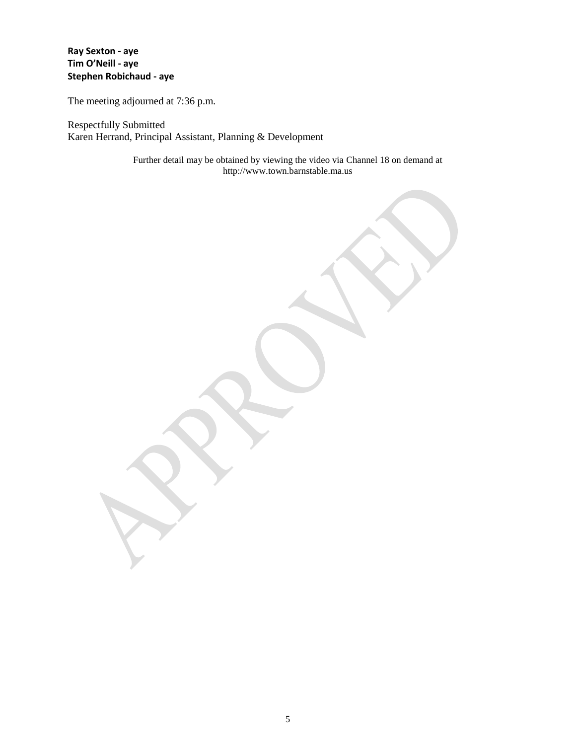**Ray Sexton - aye**
**Tim O'Neill - aye**
**Stephen Robichaud - aye**

The meeting adjourned at 7:36 p.m.

Respectfully Submitted
Karen Herrand, Principal Assistant, Planning & Development

Further detail may be obtained by viewing the video via Channel 18 on demand at http://www.town.barnstable.ma.us

APPROVED